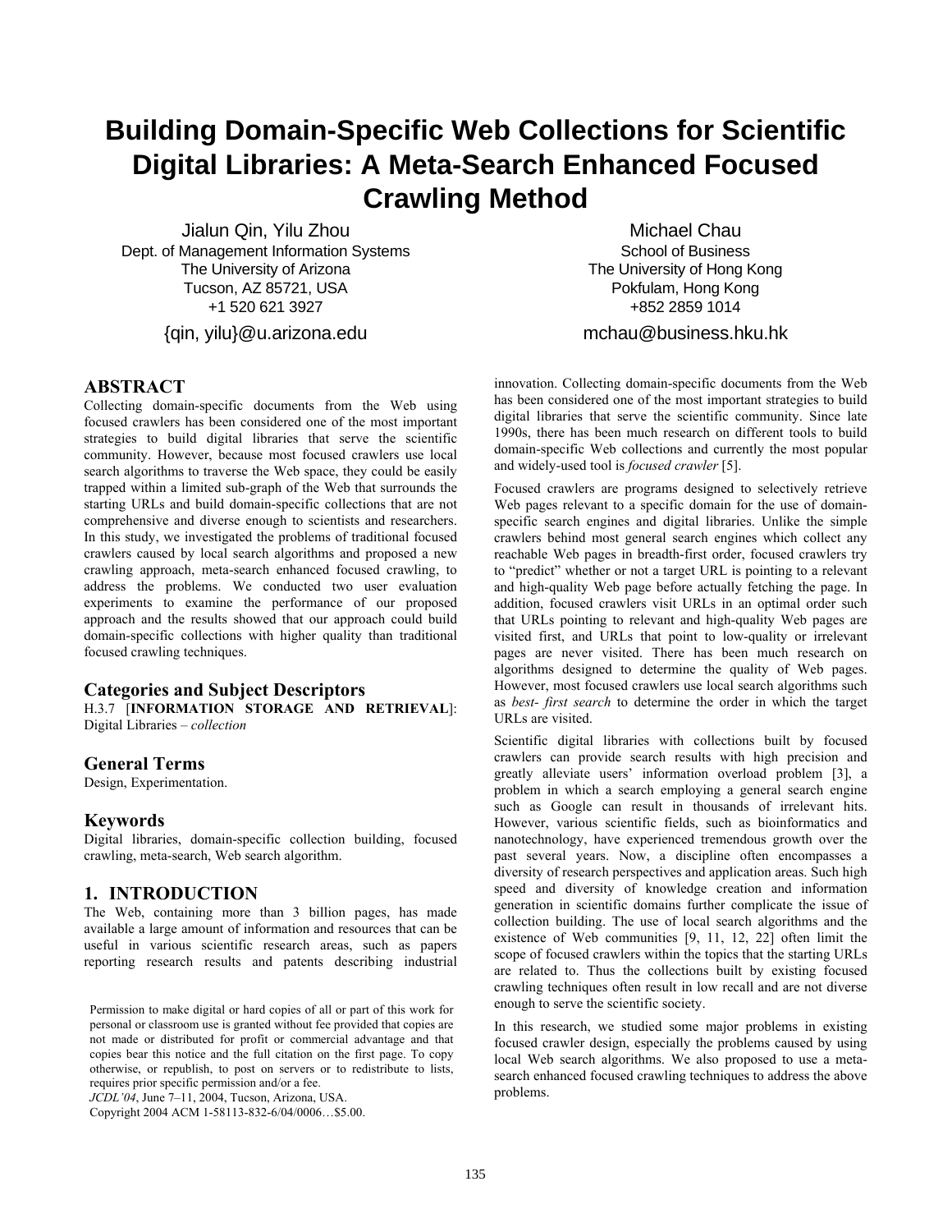# Building Domain-Specific Web Collections for Scientific Digital Libraries: A Meta-Search Enhanced Focused Crawling Method

Jialun Qin, Yilu Zhou
Dept. of Management Information Systems
The University of Arizona
Tucson, AZ 85721, USA
+1 520 621 3927
{qin, yilu}@u.arizona.edu

Michael Chau
School of Business
The University of Hong Kong
Pokfulam, Hong Kong
+852 2859 1014
mchau@business.hku.hk

## ABSTRACT

Collecting domain-specific documents from the Web using focused crawlers has been considered one of the most important strategies to build digital libraries that serve the scientific community. However, because most focused crawlers use local search algorithms to traverse the Web space, they could be easily trapped within a limited sub-graph of the Web that surrounds the starting URLs and build domain-specific collections that are not comprehensive and diverse enough to scientists and researchers. In this study, we investigated the problems of traditional focused crawlers caused by local search algorithms and proposed a new crawling approach, meta-search enhanced focused crawling, to address the problems. We conducted two user evaluation experiments to examine the performance of our proposed approach and the results showed that our approach could build domain-specific collections with higher quality than traditional focused crawling techniques.

### Categories and Subject Descriptors

H.3.7 [**INFORMATION STORAGE AND RETRIEVAL**]: Digital Libraries – *collection*

### General Terms

Design, Experimentation.

### Keywords

Digital libraries, domain-specific collection building, focused crawling, meta-search, Web search algorithm.

## 1. INTRODUCTION

The Web, containing more than 3 billion pages, has made available a large amount of information and resources that can be useful in various scientific research areas, such as papers reporting research results and patents describing industrial innovation. Collecting domain-specific documents from the Web has been considered one of the most important strategies to build digital libraries that serve the scientific community. Since late 1990s, there has been much research on different tools to build domain-specific Web collections and currently the most popular and widely-used tool is *focused crawler* [5].

Focused crawlers are programs designed to selectively retrieve Web pages relevant to a specific domain for the use of domain-specific search engines and digital libraries. Unlike the simple crawlers behind most general search engines which collect any reachable Web pages in breadth-first order, focused crawlers try to "predict" whether or not a target URL is pointing to a relevant and high-quality Web page before actually fetching the page. In addition, focused crawlers visit URLs in an optimal order such that URLs pointing to relevant and high-quality Web pages are visited first, and URLs that point to low-quality or irrelevant pages are never visited. There has been much research on algorithms designed to determine the quality of Web pages. However, most focused crawlers use local search algorithms such as *best- first search* to determine the order in which the target URLs are visited.

Scientific digital libraries with collections built by focused crawlers can provide search results with high precision and greatly alleviate users' information overload problem [3], a problem in which a search employing a general search engine such as Google can result in thousands of irrelevant hits. However, various scientific fields, such as bioinformatics and nanotechnology, have experienced tremendous growth over the past several years. Now, a discipline often encompasses a diversity of research perspectives and application areas. Such high speed and diversity of knowledge creation and information generation in scientific domains further complicate the issue of collection building. The use of local search algorithms and the existence of Web communities [9, 11, 12, 22] often limit the scope of focused crawlers within the topics that the starting URLs are related to. Thus the collections built by existing focused crawling techniques often result in low recall and are not diverse enough to serve the scientific society.

In this research, we studied some major problems in existing focused crawler design, especially the problems caused by using local Web search algorithms. We also proposed to use a meta-search enhanced focused crawling techniques to address the above problems.

Permission to make digital or hard copies of all or part of this work for personal or classroom use is granted without fee provided that copies are not made or distributed for profit or commercial advantage and that copies bear this notice and the full citation on the first page. To copy otherwise, or republish, to post on servers or to redistribute to lists, requires prior specific permission and/or a fee.
*JCDL'04*, June 7–11, 2004, Tucson, Arizona, USA.
Copyright 2004 ACM 1-58113-832-6/04/0006…$5.00.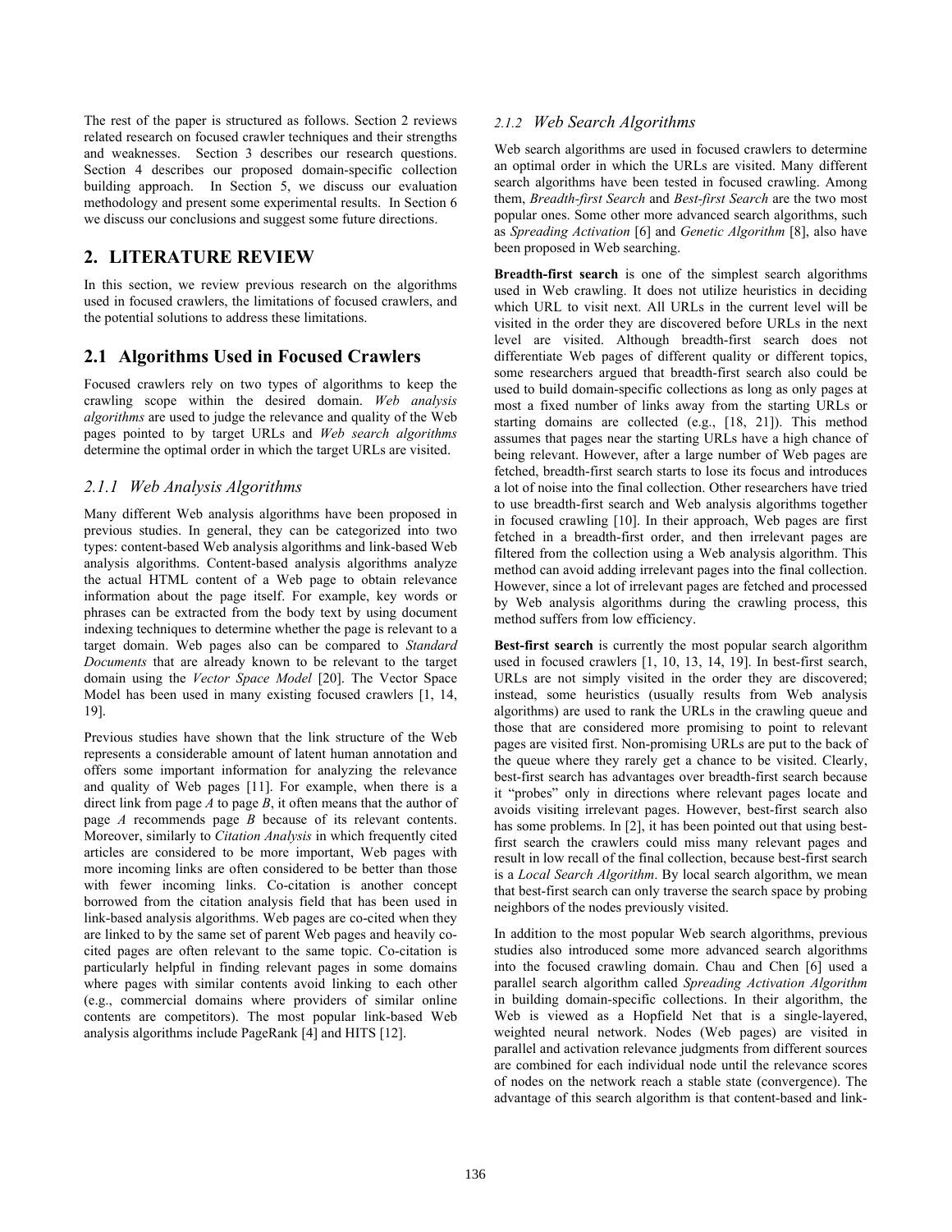The rest of the paper is structured as follows. Section 2 reviews related research on focused crawler techniques and their strengths and weaknesses. Section 3 describes our research questions. Section 4 describes our proposed domain-specific collection building approach. In Section 5, we discuss our evaluation methodology and present some experimental results. In Section 6 we discuss our conclusions and suggest some future directions.

## 2. LITERATURE REVIEW

In this section, we review previous research on the algorithms used in focused crawlers, the limitations of focused crawlers, and the potential solutions to address these limitations.

## 2.1 Algorithms Used in Focused Crawlers

Focused crawlers rely on two types of algorithms to keep the crawling scope within the desired domain. *Web analysis algorithms* are used to judge the relevance and quality of the Web pages pointed to by target URLs and *Web search algorithms* determine the optimal order in which the target URLs are visited.

### *2.1.1 Web Analysis Algorithms*

Many different Web analysis algorithms have been proposed in previous studies. In general, they can be categorized into two types: content-based Web analysis algorithms and link-based Web analysis algorithms. Content-based analysis algorithms analyze the actual HTML content of a Web page to obtain relevance information about the page itself. For example, key words or phrases can be extracted from the body text by using document indexing techniques to determine whether the page is relevant to a target domain. Web pages also can be compared to *Standard Documents* that are already known to be relevant to the target domain using the *Vector Space Model* [20]. The Vector Space Model has been used in many existing focused crawlers [1, 14, 19].

Previous studies have shown that the link structure of the Web represents a considerable amount of latent human annotation and offers some important information for analyzing the relevance and quality of Web pages [11]. For example, when there is a direct link from page *A* to page *B*, it often means that the author of page *A* recommends page *B* because of its relevant contents. Moreover, similarly to *Citation Analysis* in which frequently cited articles are considered to be more important, Web pages with more incoming links are often considered to be better than those with fewer incoming links. Co-citation is another concept borrowed from the citation analysis field that has been used in link-based analysis algorithms. Web pages are co-cited when they are linked to by the same set of parent Web pages and heavily co-cited pages are often relevant to the same topic. Co-citation is particularly helpful in finding relevant pages in some domains where pages with similar contents avoid linking to each other (e.g., commercial domains where providers of similar online contents are competitors). The most popular link-based Web analysis algorithms include PageRank [4] and HITS [12].

### *2.1.2 Web Search Algorithms*

Web search algorithms are used in focused crawlers to determine an optimal order in which the URLs are visited. Many different search algorithms have been tested in focused crawling. Among them, *Breadth-first Search* and *Best-first Search* are the two most popular ones. Some other more advanced search algorithms, such as *Spreading Activation* [6] and *Genetic Algorithm* [8], also have been proposed in Web searching.

**Breadth-first search** is one of the simplest search algorithms used in Web crawling. It does not utilize heuristics in deciding which URL to visit next. All URLs in the current level will be visited in the order they are discovered before URLs in the next level are visited. Although breadth-first search does not differentiate Web pages of different quality or different topics, some researchers argued that breadth-first search also could be used to build domain-specific collections as long as only pages at most a fixed number of links away from the starting URLs or starting domains are collected (e.g., [18, 21]). This method assumes that pages near the starting URLs have a high chance of being relevant. However, after a large number of Web pages are fetched, breadth-first search starts to lose its focus and introduces a lot of noise into the final collection. Other researchers have tried to use breadth-first search and Web analysis algorithms together in focused crawling [10]. In their approach, Web pages are first fetched in a breadth-first order, and then irrelevant pages are filtered from the collection using a Web analysis algorithm. This method can avoid adding irrelevant pages into the final collection. However, since a lot of irrelevant pages are fetched and processed by Web analysis algorithms during the crawling process, this method suffers from low efficiency.

**Best-first search** is currently the most popular search algorithm used in focused crawlers [1, 10, 13, 14, 19]. In best-first search, URLs are not simply visited in the order they are discovered; instead, some heuristics (usually results from Web analysis algorithms) are used to rank the URLs in the crawling queue and those that are considered more promising to point to relevant pages are visited first. Non-promising URLs are put to the back of the queue where they rarely get a chance to be visited. Clearly, best-first search has advantages over breadth-first search because it "probes" only in directions where relevant pages locate and avoids visiting irrelevant pages. However, best-first search also has some problems. In [2], it has been pointed out that using best-first search the crawlers could miss many relevant pages and result in low recall of the final collection, because best-first search is a *Local Search Algorithm*. By local search algorithm, we mean that best-first search can only traverse the search space by probing neighbors of the nodes previously visited.

In addition to the most popular Web search algorithms, previous studies also introduced some more advanced search algorithms into the focused crawling domain. Chau and Chen [6] used a parallel search algorithm called *Spreading Activation Algorithm* in building domain-specific collections. In their algorithm, the Web is viewed as a Hopfield Net that is a single-layered, weighted neural network. Nodes (Web pages) are visited in parallel and activation relevance judgments from different sources are combined for each individual node until the relevance scores of nodes on the network reach a stable state (convergence). The advantage of this search algorithm is that content-based and link-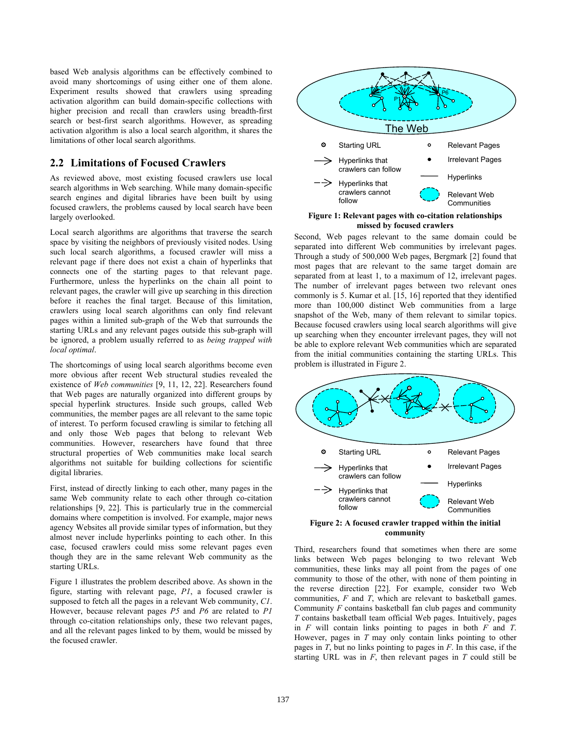based Web analysis algorithms can be effectively combined to avoid many shortcomings of using either one of them alone. Experiment results showed that crawlers using spreading activation algorithm can build domain-specific collections with higher precision and recall than crawlers using breadth-first search or best-first search algorithms. However, as spreading activation algorithm is also a local search algorithm, it shares the limitations of other local search algorithms.

## 2.2 Limitations of Focused Crawlers

As reviewed above, most existing focused crawlers use local search algorithms in Web searching. While many domain-specific search engines and digital libraries have been built by using focused crawlers, the problems caused by local search have been largely overlooked.

Local search algorithms are algorithms that traverse the search space by visiting the neighbors of previously visited nodes. Using such local search algorithms, a focused crawler will miss a relevant page if there does not exist a chain of hyperlinks that connects one of the starting pages to that relevant page. Furthermore, unless the hyperlinks on the chain all point to relevant pages, the crawler will give up searching in this direction before it reaches the final target. Because of this limitation, crawlers using local search algorithms can only find relevant pages within a limited sub-graph of the Web that surrounds the starting URLs and any relevant pages outside this sub-graph will be ignored, a problem usually referred to as *being trapped with local optimal*.

The shortcomings of using local search algorithms become even more obvious after recent Web structural studies revealed the existence of *Web communities* [9, 11, 12, 22]. Researchers found that Web pages are naturally organized into different groups by special hyperlink structures. Inside such groups, called Web communities, the member pages are all relevant to the same topic of interest. To perform focused crawling is similar to fetching all and only those Web pages that belong to relevant Web communities. However, researchers have found that three structural properties of Web communities make local search algorithms not suitable for building collections for scientific digital libraries.

First, instead of directly linking to each other, many pages in the same Web community relate to each other through co-citation relationships [9, 22]. This is particularly true in the commercial domains where competition is involved. For example, major news agency Websites all provide similar types of information, but they almost never include hyperlinks pointing to each other. In this case, focused crawlers could miss some relevant pages even though they are in the same relevant Web community as the starting URLs.

Figure 1 illustrates the problem described above. As shown in the figure, starting with relevant page, *P1*, a focused crawler is supposed to fetch all the pages in a relevant Web community, *C1*. However, because relevant pages *P5* and *P6* are related to *P1* through co-citation relationships only, these two relevant pages, and all the relevant pages linked to by them, would be missed by the focused crawler.

P1
P6
The Web
Starting URL
Relevant Pages
Hyperlinks that crawlers can follow
Irrelevant Pages
Hyperlinks that crawlers cannot follow
Hyperlinks
Relevant Web Communities

**Figure 1: Relevant pages with co-citation relationships missed by focused crawlers**

Second, Web pages relevant to the same domain could be separated into different Web communities by irrelevant pages. Through a study of 500,000 Web pages, Bergmark [2] found that most pages that are relevant to the same target domain are separated from at least 1, to a maximum of 12, irrelevant pages. The number of irrelevant pages between two relevant ones commonly is 5. Kumar et al. [15, 16] reported that they identified more than 100,000 distinct Web communities from a large snapshot of the Web, many of them relevant to similar topics. Because focused crawlers using local search algorithms will give up searching when they encounter irrelevant pages, they will not be able to explore relevant Web communities which are separated from the initial communities containing the starting URLs. This problem is illustrated in Figure 2.

Starting URL
Relevant Pages
Hyperlinks that crawlers can follow
Irrelevant Pages
Hyperlinks that crawlers cannot follow
Hyperlinks
Relevant Web Communities

**Figure 2: A focused crawler trapped within the initial community**

Third, researchers found that sometimes when there are some links between Web pages belonging to two relevant Web communities, these links may all point from the pages of one community to those of the other, with none of them pointing in the reverse direction [22]. For example, consider two Web communities, *F* and *T*, which are relevant to basketball games. Community *F* contains basketball fan club pages and community *T* contains basketball team official Web pages. Intuitively, pages in *F* will contain links pointing to pages in both *F* and *T*. However, pages in *T* may only contain links pointing to other pages in *T*, but no links pointing to pages in *F*. In this case, if the starting URL was in *F*, then relevant pages in *T* could still be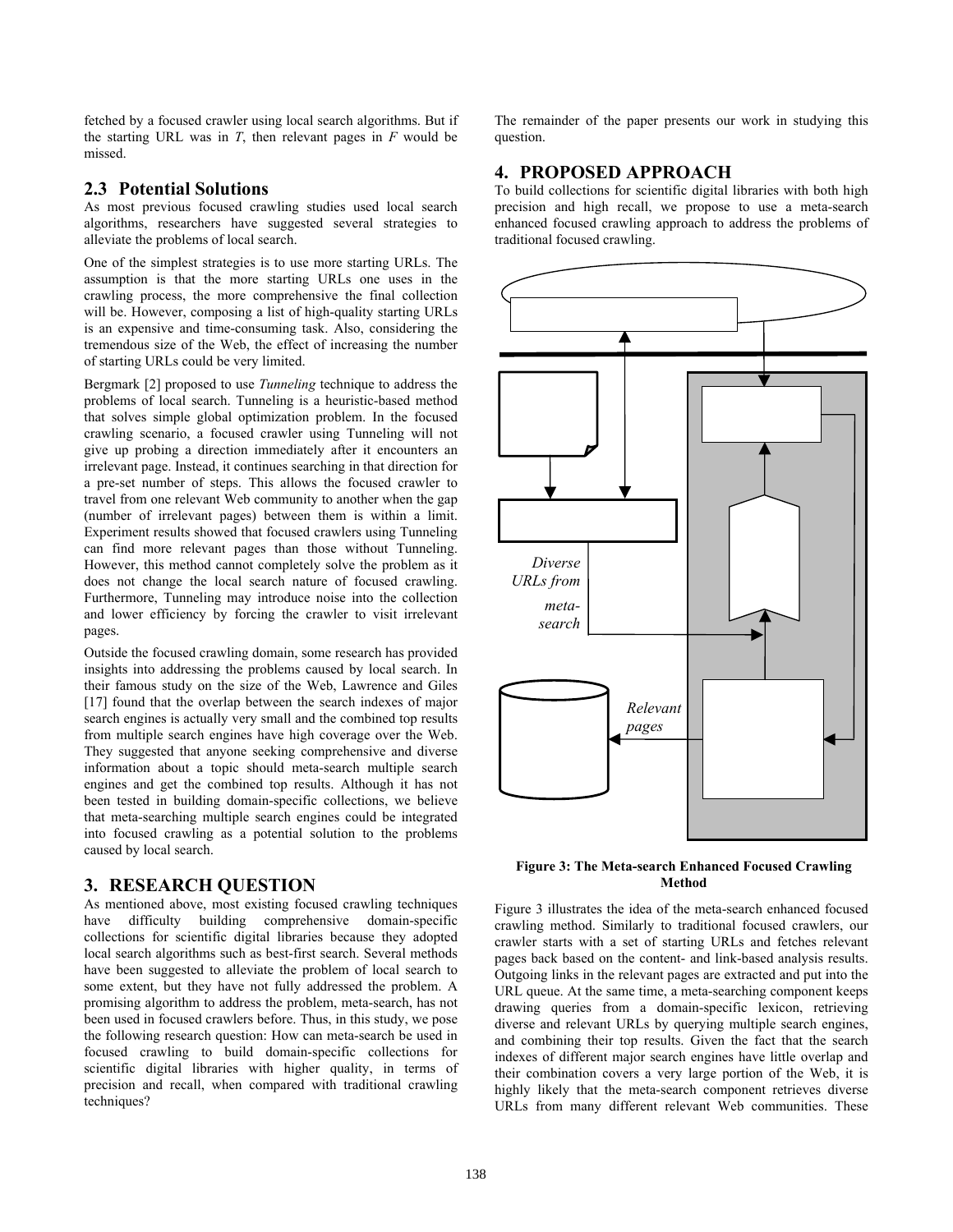fetched by a focused crawler using local search algorithms. But if the starting URL was in *T*, then relevant pages in *F* would be missed.

## 2.3 Potential Solutions

As most previous focused crawling studies used local search algorithms, researchers have suggested several strategies to alleviate the problems of local search.

One of the simplest strategies is to use more starting URLs. The assumption is that the more starting URLs one uses in the crawling process, the more comprehensive the final collection will be. However, composing a list of high-quality starting URLs is an expensive and time-consuming task. Also, considering the tremendous size of the Web, the effect of increasing the number of starting URLs could be very limited.

Bergmark [2] proposed to use *Tunneling* technique to address the problems of local search. Tunneling is a heuristic-based method that solves simple global optimization problem. In the focused crawling scenario, a focused crawler using Tunneling will not give up probing a direction immediately after it encounters an irrelevant page. Instead, it continues searching in that direction for a pre-set number of steps. This allows the focused crawler to travel from one relevant Web community to another when the gap (number of irrelevant pages) between them is within a limit. Experiment results showed that focused crawlers using Tunneling can find more relevant pages than those without Tunneling. However, this method cannot completely solve the problem as it does not change the local search nature of focused crawling. Furthermore, Tunneling may introduce noise into the collection and lower efficiency by forcing the crawler to visit irrelevant pages.

Outside the focused crawling domain, some research has provided insights into addressing the problems caused by local search. In their famous study on the size of the Web, Lawrence and Giles [17] found that the overlap between the search indexes of major search engines is actually very small and the combined top results from multiple search engines have high coverage over the Web. They suggested that anyone seeking comprehensive and diverse information about a topic should meta-search multiple search engines and get the combined top results. Although it has not been tested in building domain-specific collections, we believe that meta-searching multiple search engines could be integrated into focused crawling as a potential solution to the problems caused by local search.

# 3. RESEARCH QUESTION

As mentioned above, most existing focused crawling techniques have difficulty building comprehensive domain-specific collections for scientific digital libraries because they adopted local search algorithms such as best-first search. Several methods have been suggested to alleviate the problem of local search to some extent, but they have not fully addressed the problem. A promising algorithm to address the problem, meta-search, has not been used in focused crawlers before. Thus, in this study, we pose the following research question: How can meta-search be used in focused crawling to build domain-specific collections for scientific digital libraries with higher quality, in terms of precision and recall, when compared with traditional crawling techniques?

The remainder of the paper presents our work in studying this question.

# 4. PROPOSED APPROACH

To build collections for scientific digital libraries with both high precision and high recall, we propose to use a meta-search enhanced focused crawling approach to address the problems of traditional focused crawling.

*Diverse URLs from meta-search*

*Relevant pages*

**Figure 3: The Meta-search Enhanced Focused Crawling Method**

Figure 3 illustrates the idea of the meta-search enhanced focused crawling method. Similarly to traditional focused crawlers, our crawler starts with a set of starting URLs and fetches relevant pages back based on the content- and link-based analysis results. Outgoing links in the relevant pages are extracted and put into the URL queue. At the same time, a meta-searching component keeps drawing queries from a domain-specific lexicon, retrieving diverse and relevant URLs by querying multiple search engines, and combining their top results. Given the fact that the search indexes of different major search engines have little overlap and their combination covers a very large portion of the Web, it is highly likely that the meta-search component retrieves diverse URLs from many different relevant Web communities. These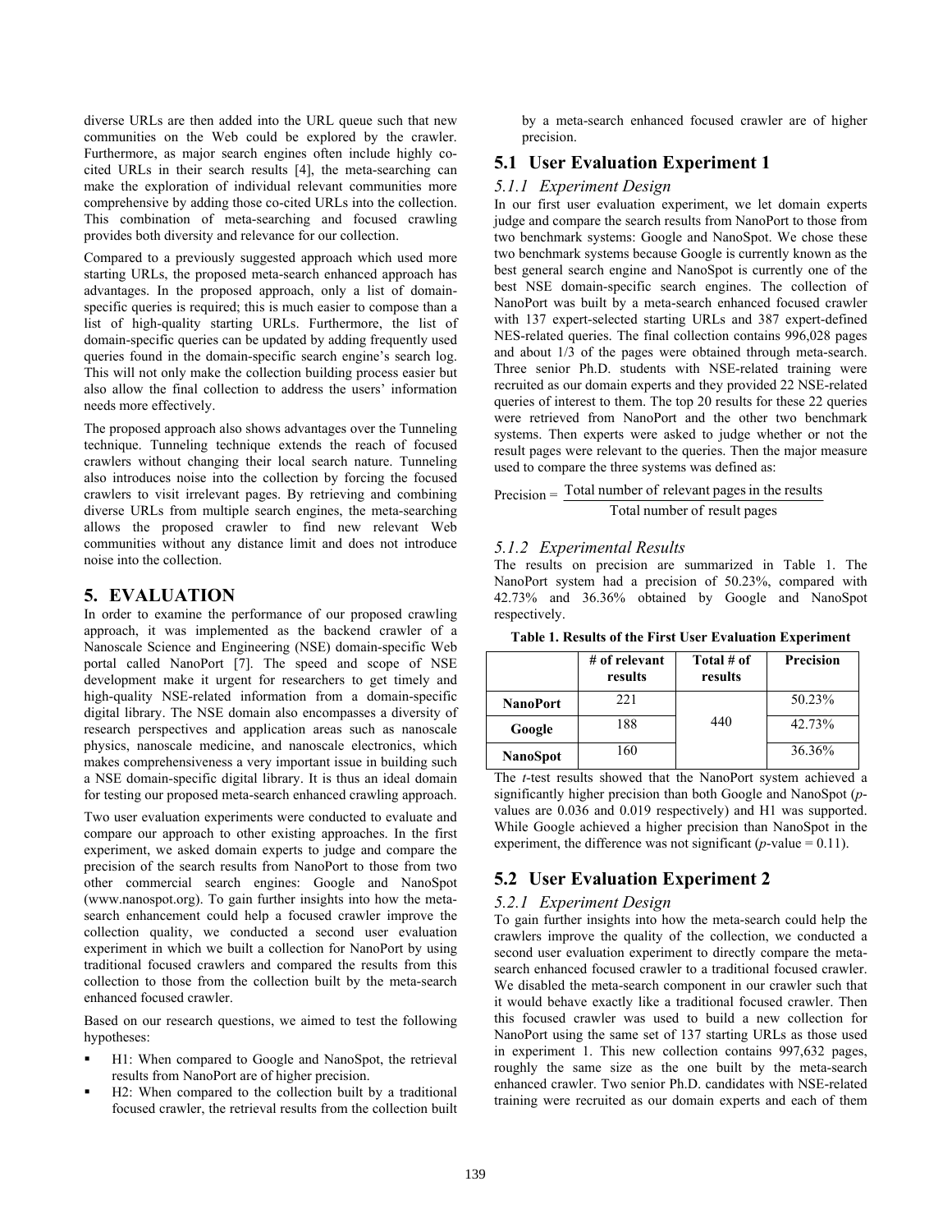diverse URLs are then added into the URL queue such that new communities on the Web could be explored by the crawler. Furthermore, as major search engines often include highly co-cited URLs in their search results [4], the meta-searching can make the exploration of individual relevant communities more comprehensive by adding those co-cited URLs into the collection. This combination of meta-searching and focused crawling provides both diversity and relevance for our collection.

Compared to a previously suggested approach which used more starting URLs, the proposed meta-search enhanced approach has advantages. In the proposed approach, only a list of domain-specific queries is required; this is much easier to compose than a list of high-quality starting URLs. Furthermore, the list of domain-specific queries can be updated by adding frequently used queries found in the domain-specific search engine's search log. This will not only make the collection building process easier but also allow the final collection to address the users' information needs more effectively.

The proposed approach also shows advantages over the Tunneling technique. Tunneling technique extends the reach of focused crawlers without changing their local search nature. Tunneling also introduces noise into the collection by forcing the focused crawlers to visit irrelevant pages. By retrieving and combining diverse URLs from multiple search engines, the meta-searching allows the proposed crawler to find new relevant Web communities without any distance limit and does not introduce noise into the collection.

## 5. EVALUATION

In order to examine the performance of our proposed crawling approach, it was implemented as the backend crawler of a Nanoscale Science and Engineering (NSE) domain-specific Web portal called NanoPort [7]. The speed and scope of NSE development make it urgent for researchers to get timely and high-quality NSE-related information from a domain-specific digital library. The NSE domain also encompasses a diversity of research perspectives and application areas such as nanoscale physics, nanoscale medicine, and nanoscale electronics, which makes comprehensiveness a very important issue in building such a NSE domain-specific digital library. It is thus an ideal domain for testing our proposed meta-search enhanced crawling approach.

Two user evaluation experiments were conducted to evaluate and compare our approach to other existing approaches. In the first experiment, we asked domain experts to judge and compare the precision of the search results from NanoPort to those from two other commercial search engines: Google and NanoSpot (www.nanospot.org). To gain further insights into how the meta-search enhancement could help a focused crawler improve the collection quality, we conducted a second user evaluation experiment in which we built a collection for NanoPort by using traditional focused crawlers and compared the results from this collection to those from the collection built by the meta-search enhanced focused crawler.

Based on our research questions, we aimed to test the following hypotheses:

- H1: When compared to Google and NanoSpot, the retrieval results from NanoPort are of higher precision.
- H2: When compared to the collection built by a traditional focused crawler, the retrieval results from the collection built by a meta-search enhanced focused crawler are of higher precision.

### 5.1 User Evaluation Experiment 1

#### *5.1.1 Experiment Design*

In our first user evaluation experiment, we let domain experts judge and compare the search results from NanoPort to those from two benchmark systems: Google and NanoSpot. We chose these two benchmark systems because Google is currently known as the best general search engine and NanoSpot is currently one of the best NSE domain-specific search engines. The collection of NanoPort was built by a meta-search enhanced focused crawler with 137 expert-selected starting URLs and 387 expert-defined NES-related queries. The final collection contains 996,028 pages and about 1/3 of the pages were obtained through meta-search. Three senior Ph.D. students with NSE-related training were recruited as our domain experts and they provided 22 NSE-related queries of interest to them. The top 20 results for these 22 queries were retrieved from NanoPort and the other two benchmark systems. Then experts were asked to judge whether or not the result pages were relevant to the queries. Then the major measure used to compare the three systems was defined as:

$$\text{Precision} = \frac{\text{Total number of relevant pages in the results}}{\text{Total number of result pages}}$$

#### *5.1.2 Experimental Results*

The results on precision are summarized in Table 1. The NanoPort system had a precision of 50.23%, compared with 42.73% and 36.36% obtained by Google and NanoSpot respectively.

**Table 1. Results of the First User Evaluation Experiment**

| | # of relevant results | Total # of results | Precision |
|---|---|---|---|
| **NanoPort** | 221 | 440 | 50.23% |
| **Google** | 188 | | 42.73% |
| **NanoSpot** | 160 | | 36.36% |

The *t*-test results showed that the NanoPort system achieved a significantly higher precision than both Google and NanoSpot (*p*-values are 0.036 and 0.019 respectively) and H1 was supported. While Google achieved a higher precision than NanoSpot in the experiment, the difference was not significant (*p*-value = 0.11).

### 5.2 User Evaluation Experiment 2

#### *5.2.1 Experiment Design*

To gain further insights into how the meta-search could help the crawlers improve the quality of the collection, we conducted a second user evaluation experiment to directly compare the meta-search enhanced focused crawler to a traditional focused crawler. We disabled the meta-search component in our crawler such that it would behave exactly like a traditional focused crawler. Then this focused crawler was used to build a new collection for NanoPort using the same set of 137 starting URLs as those used in experiment 1. This new collection contains 997,632 pages, roughly the same size as the one built by the meta-search enhanced crawler. Two senior Ph.D. candidates with NSE-related training were recruited as our domain experts and each of them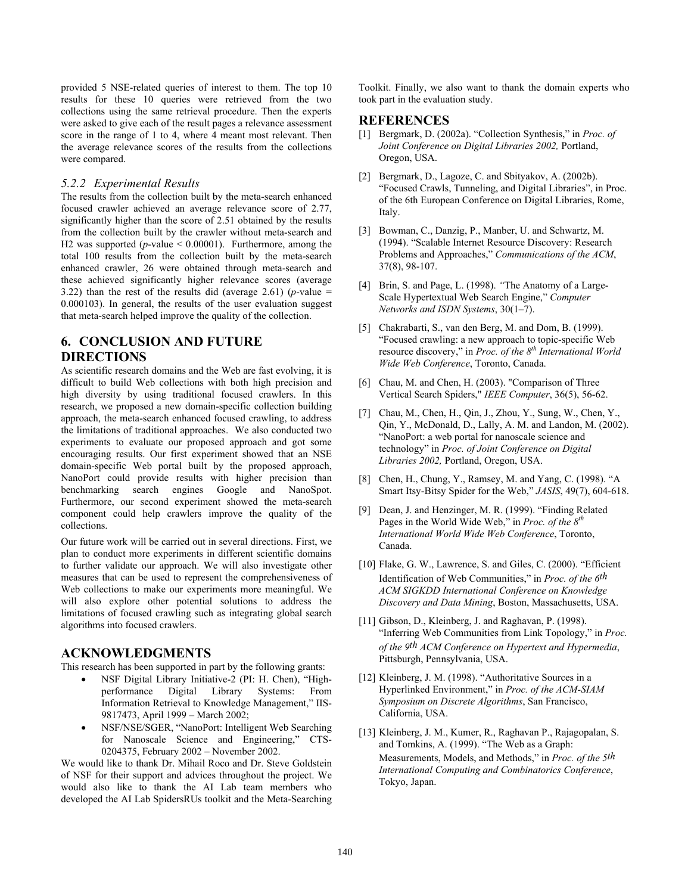provided 5 NSE-related queries of interest to them. The top 10 results for these 10 queries were retrieved from the two collections using the same retrieval procedure. Then the experts were asked to give each of the result pages a relevance assessment score in the range of 1 to 4, where 4 meant most relevant. Then the average relevance scores of the results from the collections were compared.

### *5.2.2 Experimental Results*

The results from the collection built by the meta-search enhanced focused crawler achieved an average relevance score of 2.77, significantly higher than the score of 2.51 obtained by the results from the collection built by the crawler without meta-search and H2 was supported ($p$-value < 0.00001). Furthermore, among the total 100 results from the collection built by the meta-search enhanced crawler, 26 were obtained through meta-search and these achieved significantly higher relevance scores (average 3.22) than the rest of the results did (average 2.61) ($p$-value = 0.000103). In general, the results of the user evaluation suggest that meta-search helped improve the quality of the collection.

## 6. CONCLUSION AND FUTURE DIRECTIONS

As scientific research domains and the Web are fast evolving, it is difficult to build Web collections with both high precision and high diversity by using traditional focused crawlers. In this research, we proposed a new domain-specific collection building approach, the meta-search enhanced focused crawling, to address the limitations of traditional approaches. We also conducted two experiments to evaluate our proposed approach and got some encouraging results. Our first experiment showed that an NSE domain-specific Web portal built by the proposed approach, NanoPort could provide results with higher precision than benchmarking search engines Google and NanoSpot. Furthermore, our second experiment showed the meta-search component could help crawlers improve the quality of the collections.

Our future work will be carried out in several directions. First, we plan to conduct more experiments in different scientific domains to further validate our approach. We will also investigate other measures that can be used to represent the comprehensiveness of Web collections to make our experiments more meaningful. We will also explore other potential solutions to address the limitations of focused crawling such as integrating global search algorithms into focused crawlers.

## ACKNOWLEDGMENTS

This research has been supported in part by the following grants:

- NSF Digital Library Initiative-2 (PI: H. Chen), "High-performance Digital Library Systems: From Information Retrieval to Knowledge Management," IIS-9817473, April 1999 – March 2002;
- NSF/NSE/SGER, "NanoPort: Intelligent Web Searching for Nanoscale Science and Engineering," CTS-0204375, February 2002 – November 2002.

We would like to thank Dr. Mihail Roco and Dr. Steve Goldstein of NSF for their support and advices throughout the project. We would also like to thank the AI Lab team members who developed the AI Lab SpidersRUs toolkit and the Meta-Searching Toolkit. Finally, we also want to thank the domain experts who took part in the evaluation study.

## REFERENCES

[1] Bergmark, D. (2002a). "Collection Synthesis," in *Proc. of Joint Conference on Digital Libraries 2002,* Portland, Oregon, USA.

[2] Bergmark, D., Lagoze, C. and Sbityakov, A. (2002b). "Focused Crawls, Tunneling, and Digital Libraries", in Proc. of the 6th European Conference on Digital Libraries, Rome, Italy.

[3] Bowman, C., Danzig, P., Manber, U. and Schwartz, M. (1994). "Scalable Internet Resource Discovery: Research Problems and Approaches," *Communications of the ACM*, 37(8), 98-107.

[4] Brin, S. and Page, L. (1998). "The Anatomy of a Large-Scale Hypertextual Web Search Engine," *Computer Networks and ISDN Systems*, 30(1–7).

[5] Chakrabarti, S., van den Berg, M. and Dom, B. (1999). "Focused crawling: a new approach to topic-specific Web resource discovery," in *Proc. of the 8th International World Wide Web Conference*, Toronto, Canada.

[6] Chau, M. and Chen, H. (2003). "Comparison of Three Vertical Search Spiders," *IEEE Computer*, 36(5), 56-62.

[7] Chau, M., Chen, H., Qin, J., Zhou, Y., Sung, W., Chen, Y., Qin, Y., McDonald, D., Lally, A. M. and Landon, M. (2002). "NanoPort: a web portal for nanoscale science and technology" in *Proc. of Joint Conference on Digital Libraries 2002,* Portland, Oregon, USA.

[8] Chen, H., Chung, Y., Ramsey, M. and Yang, C. (1998). "A Smart Itsy-Bitsy Spider for the Web," *JASIS*, 49(7), 604-618.

[9] Dean, J. and Henzinger, M. R. (1999). "Finding Related Pages in the World Wide Web," in *Proc. of the 8th International World Wide Web Conference*, Toronto, Canada.

[10] Flake, G. W., Lawrence, S. and Giles, C. (2000). "Efficient Identification of Web Communities," in *Proc. of the 6th ACM SIGKDD International Conference on Knowledge Discovery and Data Mining*, Boston, Massachusetts, USA.

[11] Gibson, D., Kleinberg, J. and Raghavan, P. (1998). "Inferring Web Communities from Link Topology," in *Proc. of the 9th ACM Conference on Hypertext and Hypermedia*, Pittsburgh, Pennsylvania, USA.

[12] Kleinberg, J. M. (1998). "Authoritative Sources in a Hyperlinked Environment," in *Proc. of the ACM-SIAM Symposium on Discrete Algorithms*, San Francisco, California, USA.

[13] Kleinberg, J. M., Kumer, R., Raghavan P., Rajagopalan, S. and Tomkins, A. (1999). "The Web as a Graph: Measurements, Models, and Methods," in *Proc. of the 5th International Computing and Combinatorics Conference*, Tokyo, Japan.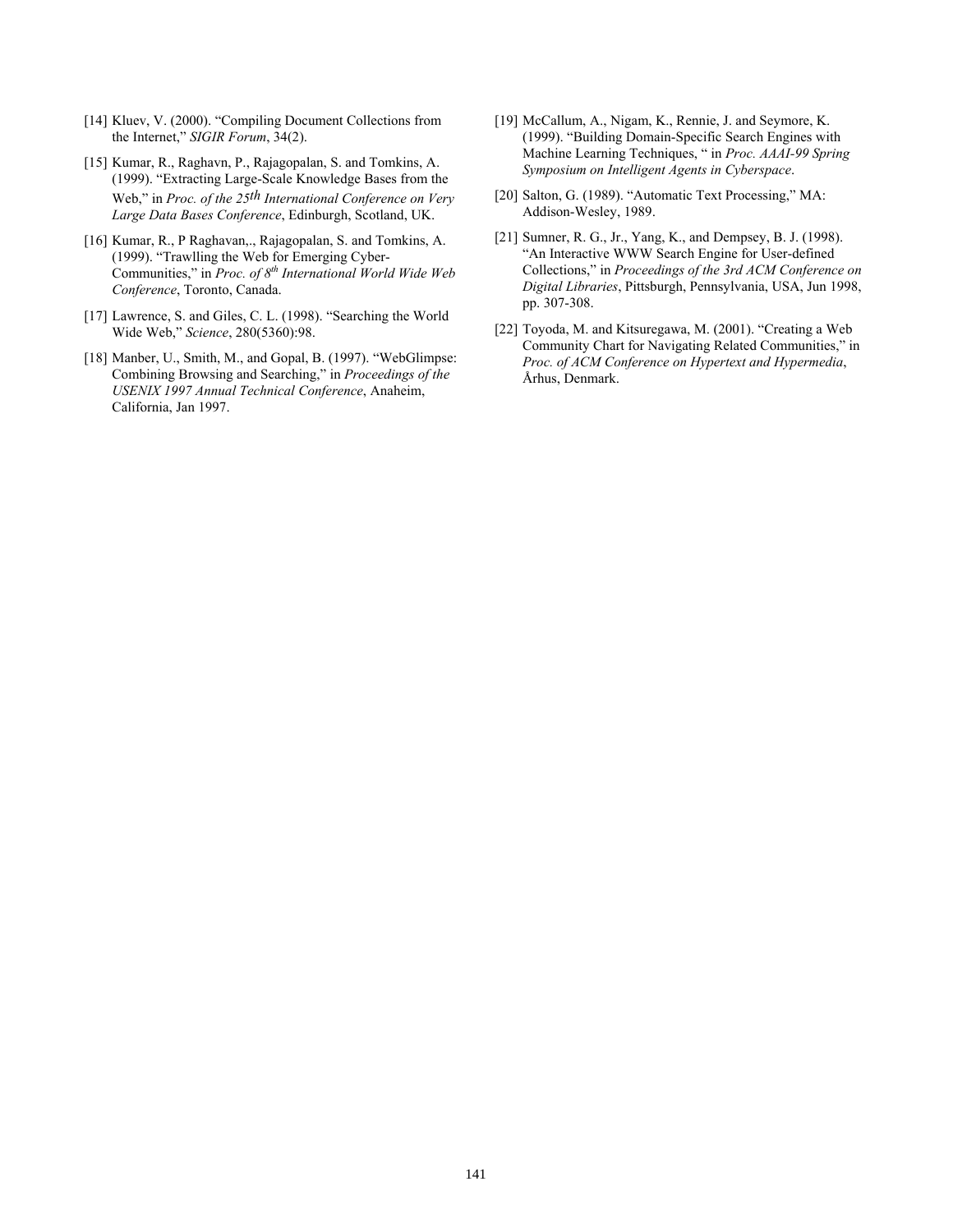[14] Kluev, V. (2000). "Compiling Document Collections from the Internet," *SIGIR Forum*, 34(2).

[15] Kumar, R., Raghavn, P., Rajagopalan, S. and Tomkins, A. (1999). "Extracting Large-Scale Knowledge Bases from the Web," in *Proc. of the 25th International Conference on Very Large Data Bases Conference*, Edinburgh, Scotland, UK.

[16] Kumar, R., P Raghavan,., Rajagopalan, S. and Tomkins, A. (1999). "Trawlling the Web for Emerging Cyber-Communities," in *Proc. of 8th International World Wide Web Conference*, Toronto, Canada.

[17] Lawrence, S. and Giles, C. L. (1998). "Searching the World Wide Web," *Science*, 280(5360):98.

[18] Manber, U., Smith, M., and Gopal, B. (1997). "WebGlimpse: Combining Browsing and Searching," in *Proceedings of the USENIX 1997 Annual Technical Conference*, Anaheim, California, Jan 1997.

[19] McCallum, A., Nigam, K., Rennie, J. and Seymore, K. (1999). "Building Domain-Specific Search Engines with Machine Learning Techniques, " in *Proc. AAAI-99 Spring Symposium on Intelligent Agents in Cyberspace*.

[20] Salton, G. (1989). "Automatic Text Processing," MA: Addison-Wesley, 1989.

[21] Sumner, R. G., Jr., Yang, K., and Dempsey, B. J. (1998). "An Interactive WWW Search Engine for User-defined Collections," in *Proceedings of the 3rd ACM Conference on Digital Libraries*, Pittsburgh, Pennsylvania, USA, Jun 1998, pp. 307-308.

[22] Toyoda, M. and Kitsuregawa, M. (2001). "Creating a Web Community Chart for Navigating Related Communities," in *Proc. of ACM Conference on Hypertext and Hypermedia*, Århus, Denmark.